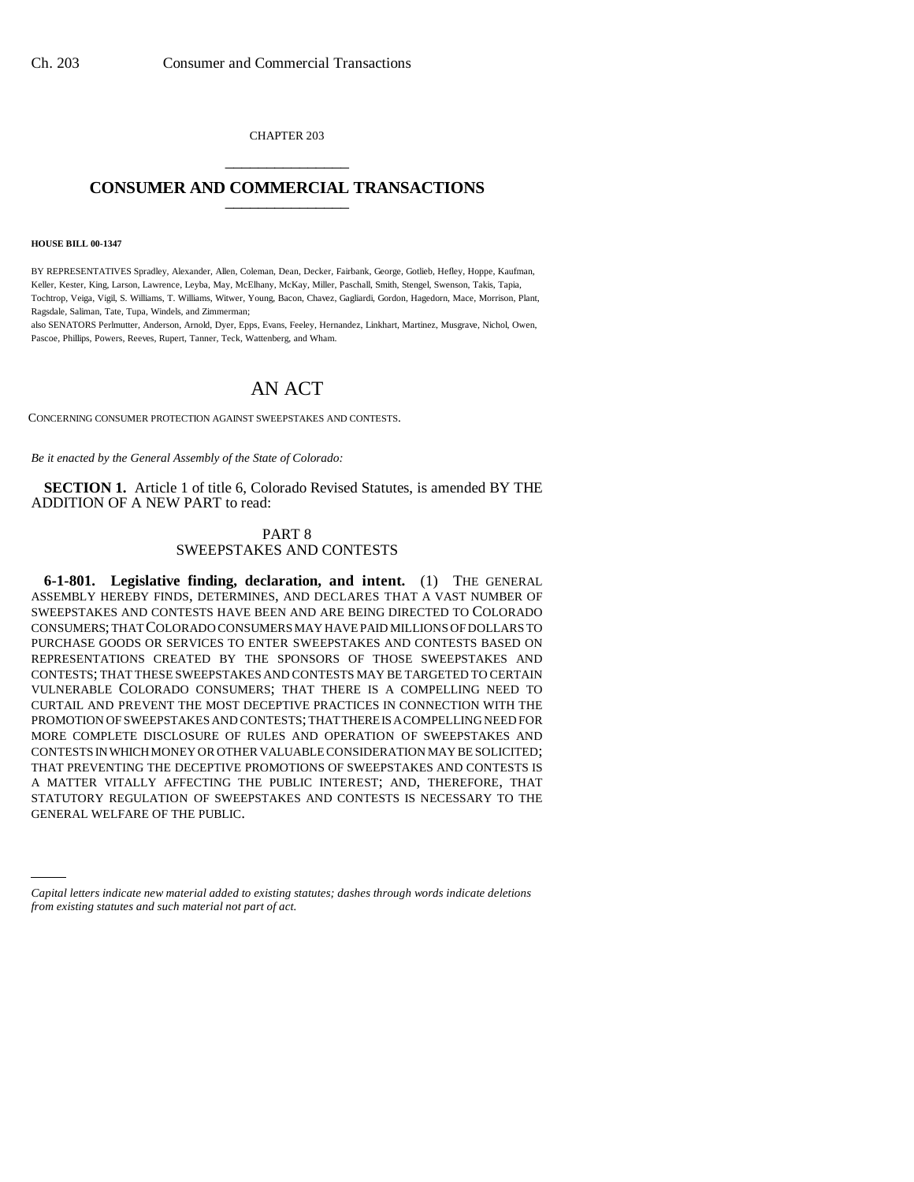CHAPTER 203

# CONSUMER AND COMMERCIAL TRANSACTIONS

**HOUSE BILL 00-1347**

BY REPRESENTATIVES Spradley, Alexander, Allen, Coleman, Dean, Decker, Fairbank, George, Gotlieb, Hefley, Hoppe, Kaufman, Keller, Kester, King, Larson, Lawrence, Leyba, May, McElhany, McKay, Miller, Paschall, Smith, Stengel, Swenson, Takis, Tapia, Tochtrop, Veiga, Vigil, S. Williams, T. Williams, Witwer, Young, Bacon, Chavez, Gagliardi, Gordon, Hagedorn, Mace, Morrison, Plant, Ragsdale, Saliman, Tate, Tupa, Windels, and Zimmerman;
also SENATORS Perlmutter, Anderson, Arnold, Dyer, Epps, Evans, Feeley, Hernandez, Linkhart, Martinez, Musgrave, Nichol, Owen, Pascoe, Phillips, Powers, Reeves, Rupert, Tanner, Teck, Wattenberg, and Wham.

# AN ACT

CONCERNING CONSUMER PROTECTION AGAINST SWEEPSTAKES AND CONTESTS.

*Be it enacted by the General Assembly of the State of Colorado:*

**SECTION 1.** Article 1 of title 6, Colorado Revised Statutes, is amended BY THE ADDITION OF A NEW PART to read:

PART 8
SWEEPSTAKES AND CONTESTS

**6-1-801. Legislative finding, declaration, and intent.** (1) THE GENERAL ASSEMBLY HEREBY FINDS, DETERMINES, AND DECLARES THAT A VAST NUMBER OF SWEEPSTAKES AND CONTESTS HAVE BEEN AND ARE BEING DIRECTED TO COLORADO CONSUMERS; THAT COLORADO CONSUMERS MAY HAVE PAID MILLIONS OF DOLLARS TO PURCHASE GOODS OR SERVICES TO ENTER SWEEPSTAKES AND CONTESTS BASED ON REPRESENTATIONS CREATED BY THE SPONSORS OF THOSE SWEEPSTAKES AND CONTESTS; THAT THESE SWEEPSTAKES AND CONTESTS MAY BE TARGETED TO CERTAIN VULNERABLE COLORADO CONSUMERS; THAT THERE IS A COMPELLING NEED TO CURTAIL AND PREVENT THE MOST DECEPTIVE PRACTICES IN CONNECTION WITH THE PROMOTION OF SWEEPSTAKES AND CONTESTS; THAT THERE IS A COMPELLING NEED FOR MORE COMPLETE DISCLOSURE OF RULES AND OPERATION OF SWEEPSTAKES AND CONTESTS IN WHICH MONEY OR OTHER VALUABLE CONSIDERATION MAY BE SOLICITED; THAT PREVENTING THE DECEPTIVE PROMOTIONS OF SWEEPSTAKES AND CONTESTS IS A MATTER VITALLY AFFECTING THE PUBLIC INTEREST; AND, THEREFORE, THAT STATUTORY REGULATION OF SWEEPSTAKES AND CONTESTS IS NECESSARY TO THE GENERAL WELFARE OF THE PUBLIC.

*Capital letters indicate new material added to existing statutes; dashes through words indicate deletions from existing statutes and such material not part of act.*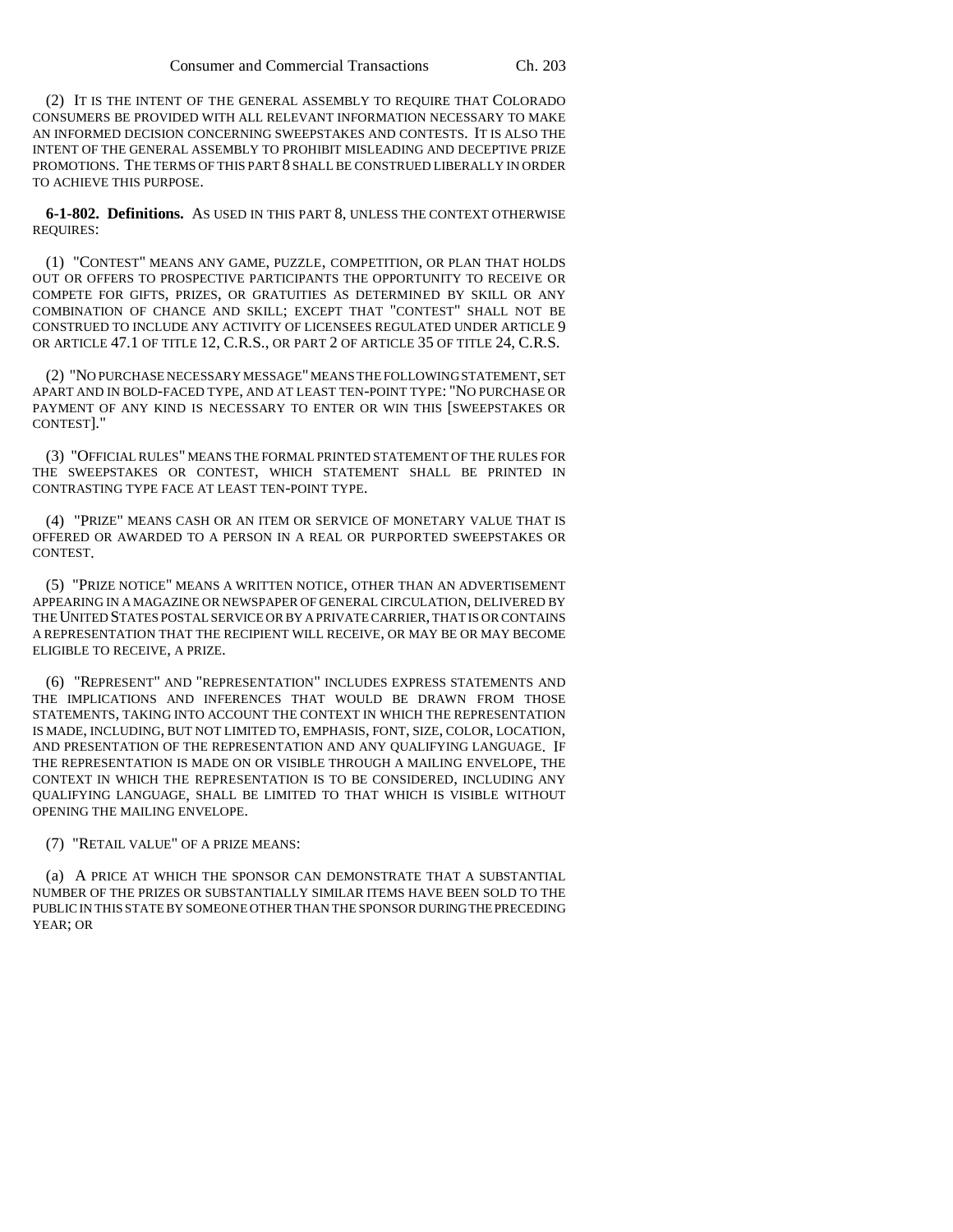(2) IT IS THE INTENT OF THE GENERAL ASSEMBLY TO REQUIRE THAT COLORADO CONSUMERS BE PROVIDED WITH ALL RELEVANT INFORMATION NECESSARY TO MAKE AN INFORMED DECISION CONCERNING SWEEPSTAKES AND CONTESTS. IT IS ALSO THE INTENT OF THE GENERAL ASSEMBLY TO PROHIBIT MISLEADING AND DECEPTIVE PRIZE PROMOTIONS. THE TERMS OF THIS PART 8 SHALL BE CONSTRUED LIBERALLY IN ORDER TO ACHIEVE THIS PURPOSE.

**6-1-802. Definitions.** AS USED IN THIS PART 8, UNLESS THE CONTEXT OTHERWISE REQUIRES:

(1) "CONTEST" MEANS ANY GAME, PUZZLE, COMPETITION, OR PLAN THAT HOLDS OUT OR OFFERS TO PROSPECTIVE PARTICIPANTS THE OPPORTUNITY TO RECEIVE OR COMPETE FOR GIFTS, PRIZES, OR GRATUITIES AS DETERMINED BY SKILL OR ANY COMBINATION OF CHANCE AND SKILL; EXCEPT THAT "CONTEST" SHALL NOT BE CONSTRUED TO INCLUDE ANY ACTIVITY OF LICENSEES REGULATED UNDER ARTICLE 9 OR ARTICLE 47.1 OF TITLE 12, C.R.S., OR PART 2 OF ARTICLE 35 OF TITLE 24, C.R.S.

(2) "NO PURCHASE NECESSARY MESSAGE" MEANS THE FOLLOWING STATEMENT, SET APART AND IN BOLD-FACED TYPE, AND AT LEAST TEN-POINT TYPE: "NO PURCHASE OR PAYMENT OF ANY KIND IS NECESSARY TO ENTER OR WIN THIS [SWEEPSTAKES OR CONTEST]."

(3) "OFFICIAL RULES" MEANS THE FORMAL PRINTED STATEMENT OF THE RULES FOR THE SWEEPSTAKES OR CONTEST, WHICH STATEMENT SHALL BE PRINTED IN CONTRASTING TYPE FACE AT LEAST TEN-POINT TYPE.

(4) "PRIZE" MEANS CASH OR AN ITEM OR SERVICE OF MONETARY VALUE THAT IS OFFERED OR AWARDED TO A PERSON IN A REAL OR PURPORTED SWEEPSTAKES OR CONTEST.

(5) "PRIZE NOTICE" MEANS A WRITTEN NOTICE, OTHER THAN AN ADVERTISEMENT APPEARING IN A MAGAZINE OR NEWSPAPER OF GENERAL CIRCULATION, DELIVERED BY THE UNITED STATES POSTAL SERVICE OR BY A PRIVATE CARRIER, THAT IS OR CONTAINS A REPRESENTATION THAT THE RECIPIENT WILL RECEIVE, OR MAY BE OR MAY BECOME ELIGIBLE TO RECEIVE, A PRIZE.

(6) "REPRESENT" AND "REPRESENTATION" INCLUDES EXPRESS STATEMENTS AND THE IMPLICATIONS AND INFERENCES THAT WOULD BE DRAWN FROM THOSE STATEMENTS, TAKING INTO ACCOUNT THE CONTEXT IN WHICH THE REPRESENTATION IS MADE, INCLUDING, BUT NOT LIMITED TO, EMPHASIS, FONT, SIZE, COLOR, LOCATION, AND PRESENTATION OF THE REPRESENTATION AND ANY QUALIFYING LANGUAGE. IF THE REPRESENTATION IS MADE ON OR VISIBLE THROUGH A MAILING ENVELOPE, THE CONTEXT IN WHICH THE REPRESENTATION IS TO BE CONSIDERED, INCLUDING ANY QUALIFYING LANGUAGE, SHALL BE LIMITED TO THAT WHICH IS VISIBLE WITHOUT OPENING THE MAILING ENVELOPE.

(7) "RETAIL VALUE" OF A PRIZE MEANS:

(a) A PRICE AT WHICH THE SPONSOR CAN DEMONSTRATE THAT A SUBSTANTIAL NUMBER OF THE PRIZES OR SUBSTANTIALLY SIMILAR ITEMS HAVE BEEN SOLD TO THE PUBLIC IN THIS STATE BY SOMEONE OTHER THAN THE SPONSOR DURING THE PRECEDING YEAR; OR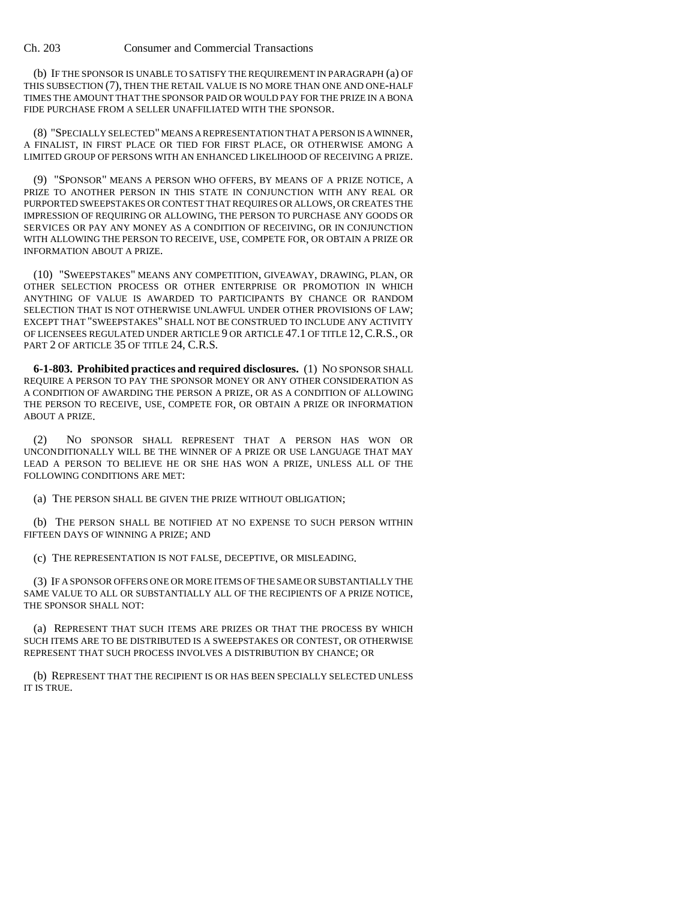(b) IF THE SPONSOR IS UNABLE TO SATISFY THE REQUIREMENT IN PARAGRAPH (a) OF THIS SUBSECTION (7), THEN THE RETAIL VALUE IS NO MORE THAN ONE AND ONE-HALF TIMES THE AMOUNT THAT THE SPONSOR PAID OR WOULD PAY FOR THE PRIZE IN A BONA FIDE PURCHASE FROM A SELLER UNAFFILIATED WITH THE SPONSOR.

(8) "SPECIALLY SELECTED" MEANS A REPRESENTATION THAT A PERSON IS A WINNER, A FINALIST, IN FIRST PLACE OR TIED FOR FIRST PLACE, OR OTHERWISE AMONG A LIMITED GROUP OF PERSONS WITH AN ENHANCED LIKELIHOOD OF RECEIVING A PRIZE.

(9) "SPONSOR" MEANS A PERSON WHO OFFERS, BY MEANS OF A PRIZE NOTICE, A PRIZE TO ANOTHER PERSON IN THIS STATE IN CONJUNCTION WITH ANY REAL OR PURPORTED SWEEPSTAKES OR CONTEST THAT REQUIRES OR ALLOWS, OR CREATES THE IMPRESSION OF REQUIRING OR ALLOWING, THE PERSON TO PURCHASE ANY GOODS OR SERVICES OR PAY ANY MONEY AS A CONDITION OF RECEIVING, OR IN CONJUNCTION WITH ALLOWING THE PERSON TO RECEIVE, USE, COMPETE FOR, OR OBTAIN A PRIZE OR INFORMATION ABOUT A PRIZE.

(10) "SWEEPSTAKES" MEANS ANY COMPETITION, GIVEAWAY, DRAWING, PLAN, OR OTHER SELECTION PROCESS OR OTHER ENTERPRISE OR PROMOTION IN WHICH ANYTHING OF VALUE IS AWARDED TO PARTICIPANTS BY CHANCE OR RANDOM SELECTION THAT IS NOT OTHERWISE UNLAWFUL UNDER OTHER PROVISIONS OF LAW; EXCEPT THAT "SWEEPSTAKES" SHALL NOT BE CONSTRUED TO INCLUDE ANY ACTIVITY OF LICENSEES REGULATED UNDER ARTICLE 9 OR ARTICLE 47.1 OF TITLE 12, C.R.S., OR PART 2 OF ARTICLE 35 OF TITLE 24, C.R.S.

**6-1-803. Prohibited practices and required disclosures.** (1) NO SPONSOR SHALL REQUIRE A PERSON TO PAY THE SPONSOR MONEY OR ANY OTHER CONSIDERATION AS A CONDITION OF AWARDING THE PERSON A PRIZE, OR AS A CONDITION OF ALLOWING THE PERSON TO RECEIVE, USE, COMPETE FOR, OR OBTAIN A PRIZE OR INFORMATION ABOUT A PRIZE.

(2) NO SPONSOR SHALL REPRESENT THAT A PERSON HAS WON OR UNCONDITIONALLY WILL BE THE WINNER OF A PRIZE OR USE LANGUAGE THAT MAY LEAD A PERSON TO BELIEVE HE OR SHE HAS WON A PRIZE, UNLESS ALL OF THE FOLLOWING CONDITIONS ARE MET:

(a) THE PERSON SHALL BE GIVEN THE PRIZE WITHOUT OBLIGATION;

(b) THE PERSON SHALL BE NOTIFIED AT NO EXPENSE TO SUCH PERSON WITHIN FIFTEEN DAYS OF WINNING A PRIZE; AND

(c) THE REPRESENTATION IS NOT FALSE, DECEPTIVE, OR MISLEADING.

(3) IF A SPONSOR OFFERS ONE OR MORE ITEMS OF THE SAME OR SUBSTANTIALLY THE SAME VALUE TO ALL OR SUBSTANTIALLY ALL OF THE RECIPIENTS OF A PRIZE NOTICE, THE SPONSOR SHALL NOT:

(a) REPRESENT THAT SUCH ITEMS ARE PRIZES OR THAT THE PROCESS BY WHICH SUCH ITEMS ARE TO BE DISTRIBUTED IS A SWEEPSTAKES OR CONTEST, OR OTHERWISE REPRESENT THAT SUCH PROCESS INVOLVES A DISTRIBUTION BY CHANCE; OR

(b) REPRESENT THAT THE RECIPIENT IS OR HAS BEEN SPECIALLY SELECTED UNLESS IT IS TRUE.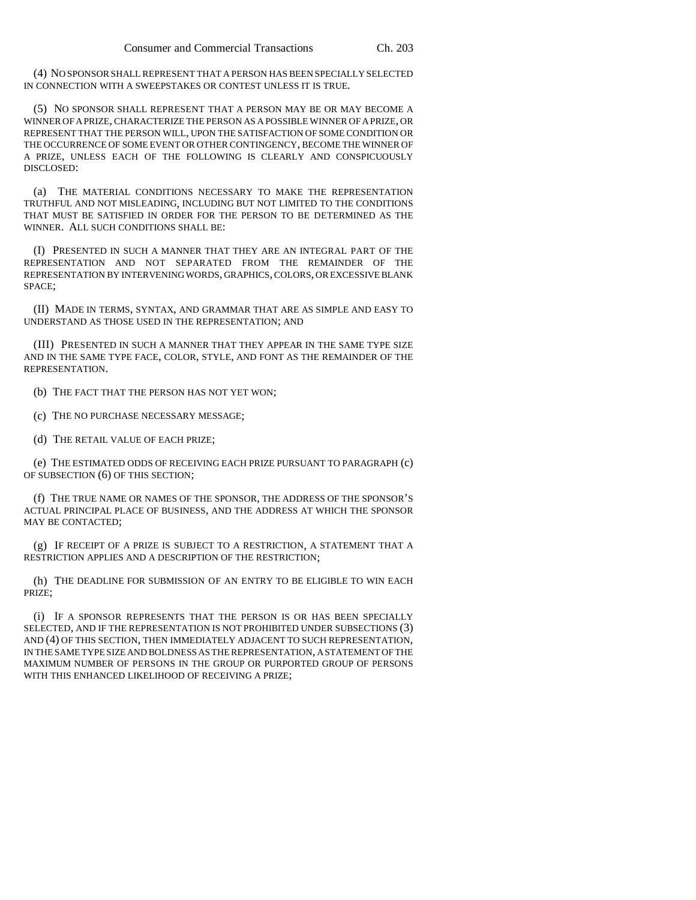(4) NO SPONSOR SHALL REPRESENT THAT A PERSON HAS BEEN SPECIALLY SELECTED IN CONNECTION WITH A SWEEPSTAKES OR CONTEST UNLESS IT IS TRUE.

(5) NO SPONSOR SHALL REPRESENT THAT A PERSON MAY BE OR MAY BECOME A WINNER OF A PRIZE, CHARACTERIZE THE PERSON AS A POSSIBLE WINNER OF A PRIZE, OR REPRESENT THAT THE PERSON WILL, UPON THE SATISFACTION OF SOME CONDITION OR THE OCCURRENCE OF SOME EVENT OR OTHER CONTINGENCY, BECOME THE WINNER OF A PRIZE, UNLESS EACH OF THE FOLLOWING IS CLEARLY AND CONSPICUOUSLY DISCLOSED:

(a) THE MATERIAL CONDITIONS NECESSARY TO MAKE THE REPRESENTATION TRUTHFUL AND NOT MISLEADING, INCLUDING BUT NOT LIMITED TO THE CONDITIONS THAT MUST BE SATISFIED IN ORDER FOR THE PERSON TO BE DETERMINED AS THE WINNER. ALL SUCH CONDITIONS SHALL BE:

(I) PRESENTED IN SUCH A MANNER THAT THEY ARE AN INTEGRAL PART OF THE REPRESENTATION AND NOT SEPARATED FROM THE REMAINDER OF THE REPRESENTATION BY INTERVENING WORDS, GRAPHICS, COLORS, OR EXCESSIVE BLANK SPACE;

(II) MADE IN TERMS, SYNTAX, AND GRAMMAR THAT ARE AS SIMPLE AND EASY TO UNDERSTAND AS THOSE USED IN THE REPRESENTATION; AND

(III) PRESENTED IN SUCH A MANNER THAT THEY APPEAR IN THE SAME TYPE SIZE AND IN THE SAME TYPE FACE, COLOR, STYLE, AND FONT AS THE REMAINDER OF THE REPRESENTATION.

(b) THE FACT THAT THE PERSON HAS NOT YET WON;

(c) THE NO PURCHASE NECESSARY MESSAGE;

(d) THE RETAIL VALUE OF EACH PRIZE;

(e) THE ESTIMATED ODDS OF RECEIVING EACH PRIZE PURSUANT TO PARAGRAPH (c) OF SUBSECTION (6) OF THIS SECTION;

(f) THE TRUE NAME OR NAMES OF THE SPONSOR, THE ADDRESS OF THE SPONSOR'S ACTUAL PRINCIPAL PLACE OF BUSINESS, AND THE ADDRESS AT WHICH THE SPONSOR MAY BE CONTACTED;

(g) IF RECEIPT OF A PRIZE IS SUBJECT TO A RESTRICTION, A STATEMENT THAT A RESTRICTION APPLIES AND A DESCRIPTION OF THE RESTRICTION;

(h) THE DEADLINE FOR SUBMISSION OF AN ENTRY TO BE ELIGIBLE TO WIN EACH PRIZE;

(i) IF A SPONSOR REPRESENTS THAT THE PERSON IS OR HAS BEEN SPECIALLY SELECTED, AND IF THE REPRESENTATION IS NOT PROHIBITED UNDER SUBSECTIONS (3) AND (4) OF THIS SECTION, THEN IMMEDIATELY ADJACENT TO SUCH REPRESENTATION, IN THE SAME TYPE SIZE AND BOLDNESS AS THE REPRESENTATION, A STATEMENT OF THE MAXIMUM NUMBER OF PERSONS IN THE GROUP OR PURPORTED GROUP OF PERSONS WITH THIS ENHANCED LIKELIHOOD OF RECEIVING A PRIZE;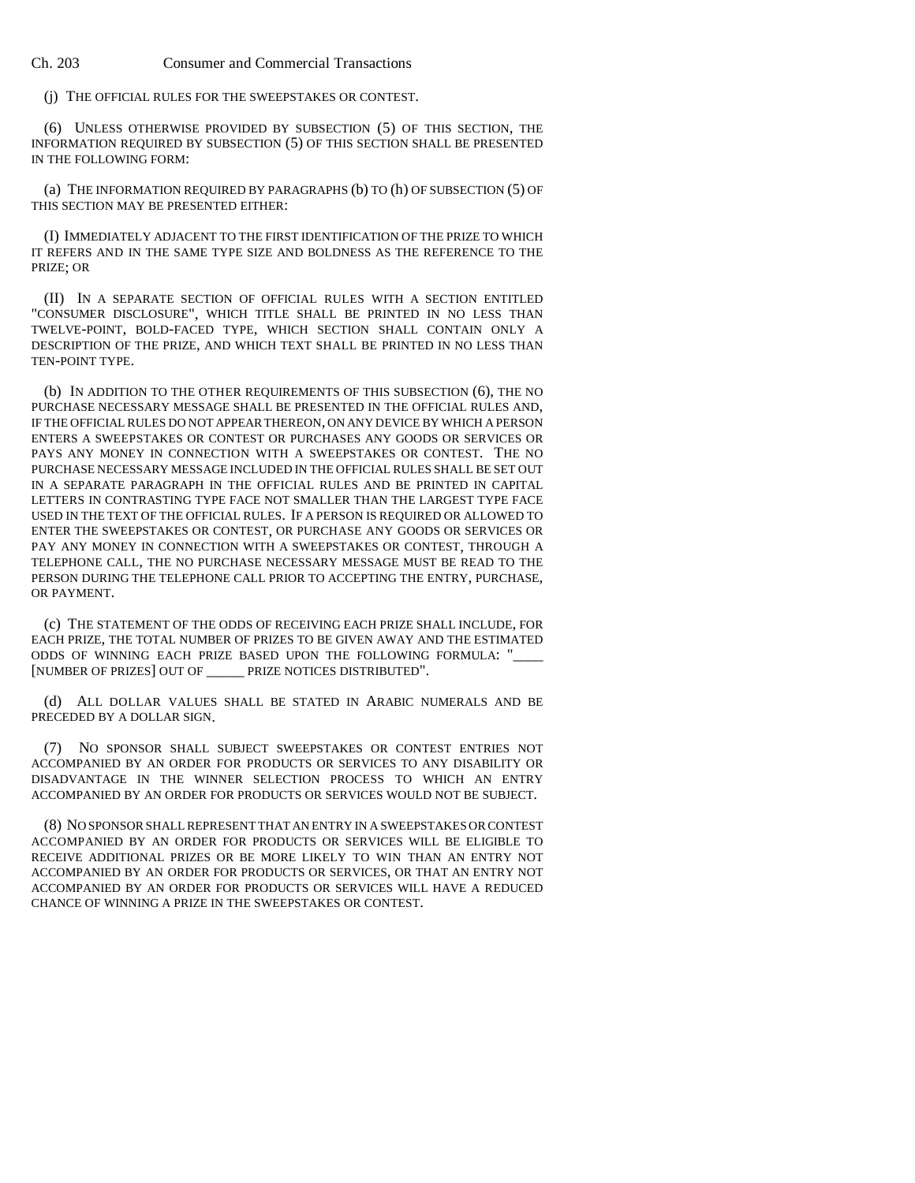(j) THE OFFICIAL RULES FOR THE SWEEPSTAKES OR CONTEST.

(6) UNLESS OTHERWISE PROVIDED BY SUBSECTION (5) OF THIS SECTION, THE INFORMATION REQUIRED BY SUBSECTION (5) OF THIS SECTION SHALL BE PRESENTED IN THE FOLLOWING FORM:

(a) THE INFORMATION REQUIRED BY PARAGRAPHS (b) TO (h) OF SUBSECTION (5) OF THIS SECTION MAY BE PRESENTED EITHER:

(I) IMMEDIATELY ADJACENT TO THE FIRST IDENTIFICATION OF THE PRIZE TO WHICH IT REFERS AND IN THE SAME TYPE SIZE AND BOLDNESS AS THE REFERENCE TO THE PRIZE; OR

(II) IN A SEPARATE SECTION OF OFFICIAL RULES WITH A SECTION ENTITLED "CONSUMER DISCLOSURE", WHICH TITLE SHALL BE PRINTED IN NO LESS THAN TWELVE-POINT, BOLD-FACED TYPE, WHICH SECTION SHALL CONTAIN ONLY A DESCRIPTION OF THE PRIZE, AND WHICH TEXT SHALL BE PRINTED IN NO LESS THAN TEN-POINT TYPE.

(b) IN ADDITION TO THE OTHER REQUIREMENTS OF THIS SUBSECTION (6), THE NO PURCHASE NECESSARY MESSAGE SHALL BE PRESENTED IN THE OFFICIAL RULES AND, IF THE OFFICIAL RULES DO NOT APPEAR THEREON, ON ANY DEVICE BY WHICH A PERSON ENTERS A SWEEPSTAKES OR CONTEST OR PURCHASES ANY GOODS OR SERVICES OR PAYS ANY MONEY IN CONNECTION WITH A SWEEPSTAKES OR CONTEST. THE NO PURCHASE NECESSARY MESSAGE INCLUDED IN THE OFFICIAL RULES SHALL BE SET OUT IN A SEPARATE PARAGRAPH IN THE OFFICIAL RULES AND BE PRINTED IN CAPITAL LETTERS IN CONTRASTING TYPE FACE NOT SMALLER THAN THE LARGEST TYPE FACE USED IN THE TEXT OF THE OFFICIAL RULES. IF A PERSON IS REQUIRED OR ALLOWED TO ENTER THE SWEEPSTAKES OR CONTEST, OR PURCHASE ANY GOODS OR SERVICES OR PAY ANY MONEY IN CONNECTION WITH A SWEEPSTAKES OR CONTEST, THROUGH A TELEPHONE CALL, THE NO PURCHASE NECESSARY MESSAGE MUST BE READ TO THE PERSON DURING THE TELEPHONE CALL PRIOR TO ACCEPTING THE ENTRY, PURCHASE, OR PAYMENT.

(c) THE STATEMENT OF THE ODDS OF RECEIVING EACH PRIZE SHALL INCLUDE, FOR EACH PRIZE, THE TOTAL NUMBER OF PRIZES TO BE GIVEN AWAY AND THE ESTIMATED ODDS OF WINNING EACH PRIZE BASED UPON THE FOLLOWING FORMULA: "____ [NUMBER OF PRIZES] OUT OF _____ PRIZE NOTICES DISTRIBUTED".

(d) ALL DOLLAR VALUES SHALL BE STATED IN ARABIC NUMERALS AND BE PRECEDED BY A DOLLAR SIGN.

(7) NO SPONSOR SHALL SUBJECT SWEEPSTAKES OR CONTEST ENTRIES NOT ACCOMPANIED BY AN ORDER FOR PRODUCTS OR SERVICES TO ANY DISABILITY OR DISADVANTAGE IN THE WINNER SELECTION PROCESS TO WHICH AN ENTRY ACCOMPANIED BY AN ORDER FOR PRODUCTS OR SERVICES WOULD NOT BE SUBJECT.

(8) NO SPONSOR SHALL REPRESENT THAT AN ENTRY IN A SWEEPSTAKES OR CONTEST ACCOMPANIED BY AN ORDER FOR PRODUCTS OR SERVICES WILL BE ELIGIBLE TO RECEIVE ADDITIONAL PRIZES OR BE MORE LIKELY TO WIN THAN AN ENTRY NOT ACCOMPANIED BY AN ORDER FOR PRODUCTS OR SERVICES, OR THAT AN ENTRY NOT ACCOMPANIED BY AN ORDER FOR PRODUCTS OR SERVICES WILL HAVE A REDUCED CHANCE OF WINNING A PRIZE IN THE SWEEPSTAKES OR CONTEST.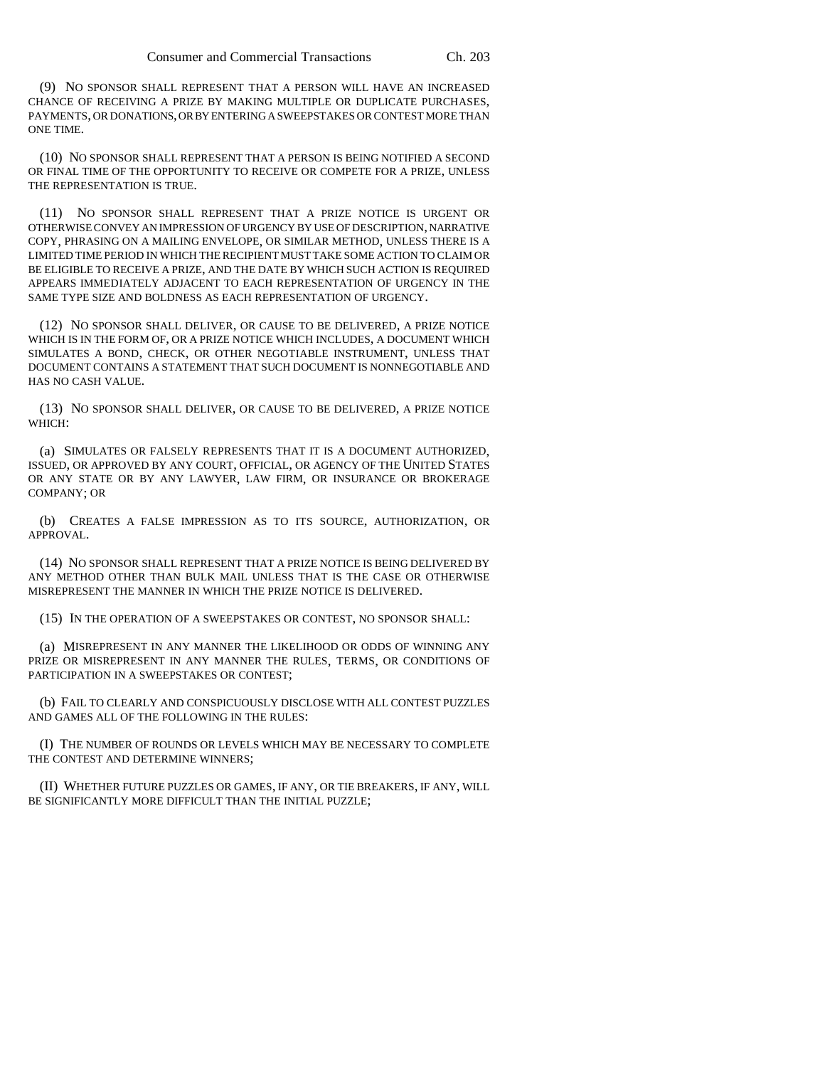(9) NO SPONSOR SHALL REPRESENT THAT A PERSON WILL HAVE AN INCREASED CHANCE OF RECEIVING A PRIZE BY MAKING MULTIPLE OR DUPLICATE PURCHASES, PAYMENTS, OR DONATIONS, OR BY ENTERING A SWEEPSTAKES OR CONTEST MORE THAN ONE TIME.

(10) NO SPONSOR SHALL REPRESENT THAT A PERSON IS BEING NOTIFIED A SECOND OR FINAL TIME OF THE OPPORTUNITY TO RECEIVE OR COMPETE FOR A PRIZE, UNLESS THE REPRESENTATION IS TRUE.

(11) NO SPONSOR SHALL REPRESENT THAT A PRIZE NOTICE IS URGENT OR OTHERWISE CONVEY AN IMPRESSION OF URGENCY BY USE OF DESCRIPTION, NARRATIVE COPY, PHRASING ON A MAILING ENVELOPE, OR SIMILAR METHOD, UNLESS THERE IS A LIMITED TIME PERIOD IN WHICH THE RECIPIENT MUST TAKE SOME ACTION TO CLAIM OR BE ELIGIBLE TO RECEIVE A PRIZE, AND THE DATE BY WHICH SUCH ACTION IS REQUIRED APPEARS IMMEDIATELY ADJACENT TO EACH REPRESENTATION OF URGENCY IN THE SAME TYPE SIZE AND BOLDNESS AS EACH REPRESENTATION OF URGENCY.

(12) NO SPONSOR SHALL DELIVER, OR CAUSE TO BE DELIVERED, A PRIZE NOTICE WHICH IS IN THE FORM OF, OR A PRIZE NOTICE WHICH INCLUDES, A DOCUMENT WHICH SIMULATES A BOND, CHECK, OR OTHER NEGOTIABLE INSTRUMENT, UNLESS THAT DOCUMENT CONTAINS A STATEMENT THAT SUCH DOCUMENT IS NONNEGOTIABLE AND HAS NO CASH VALUE.

(13) NO SPONSOR SHALL DELIVER, OR CAUSE TO BE DELIVERED, A PRIZE NOTICE WHICH:

(a) SIMULATES OR FALSELY REPRESENTS THAT IT IS A DOCUMENT AUTHORIZED, ISSUED, OR APPROVED BY ANY COURT, OFFICIAL, OR AGENCY OF THE UNITED STATES OR ANY STATE OR BY ANY LAWYER, LAW FIRM, OR INSURANCE OR BROKERAGE COMPANY; OR

(b) CREATES A FALSE IMPRESSION AS TO ITS SOURCE, AUTHORIZATION, OR APPROVAL.

(14) NO SPONSOR SHALL REPRESENT THAT A PRIZE NOTICE IS BEING DELIVERED BY ANY METHOD OTHER THAN BULK MAIL UNLESS THAT IS THE CASE OR OTHERWISE MISREPRESENT THE MANNER IN WHICH THE PRIZE NOTICE IS DELIVERED.

(15) IN THE OPERATION OF A SWEEPSTAKES OR CONTEST, NO SPONSOR SHALL:

(a) MISREPRESENT IN ANY MANNER THE LIKELIHOOD OR ODDS OF WINNING ANY PRIZE OR MISREPRESENT IN ANY MANNER THE RULES, TERMS, OR CONDITIONS OF PARTICIPATION IN A SWEEPSTAKES OR CONTEST;

(b) FAIL TO CLEARLY AND CONSPICUOUSLY DISCLOSE WITH ALL CONTEST PUZZLES AND GAMES ALL OF THE FOLLOWING IN THE RULES:

(I) THE NUMBER OF ROUNDS OR LEVELS WHICH MAY BE NECESSARY TO COMPLETE THE CONTEST AND DETERMINE WINNERS;

(II) WHETHER FUTURE PUZZLES OR GAMES, IF ANY, OR TIE BREAKERS, IF ANY, WILL BE SIGNIFICANTLY MORE DIFFICULT THAN THE INITIAL PUZZLE;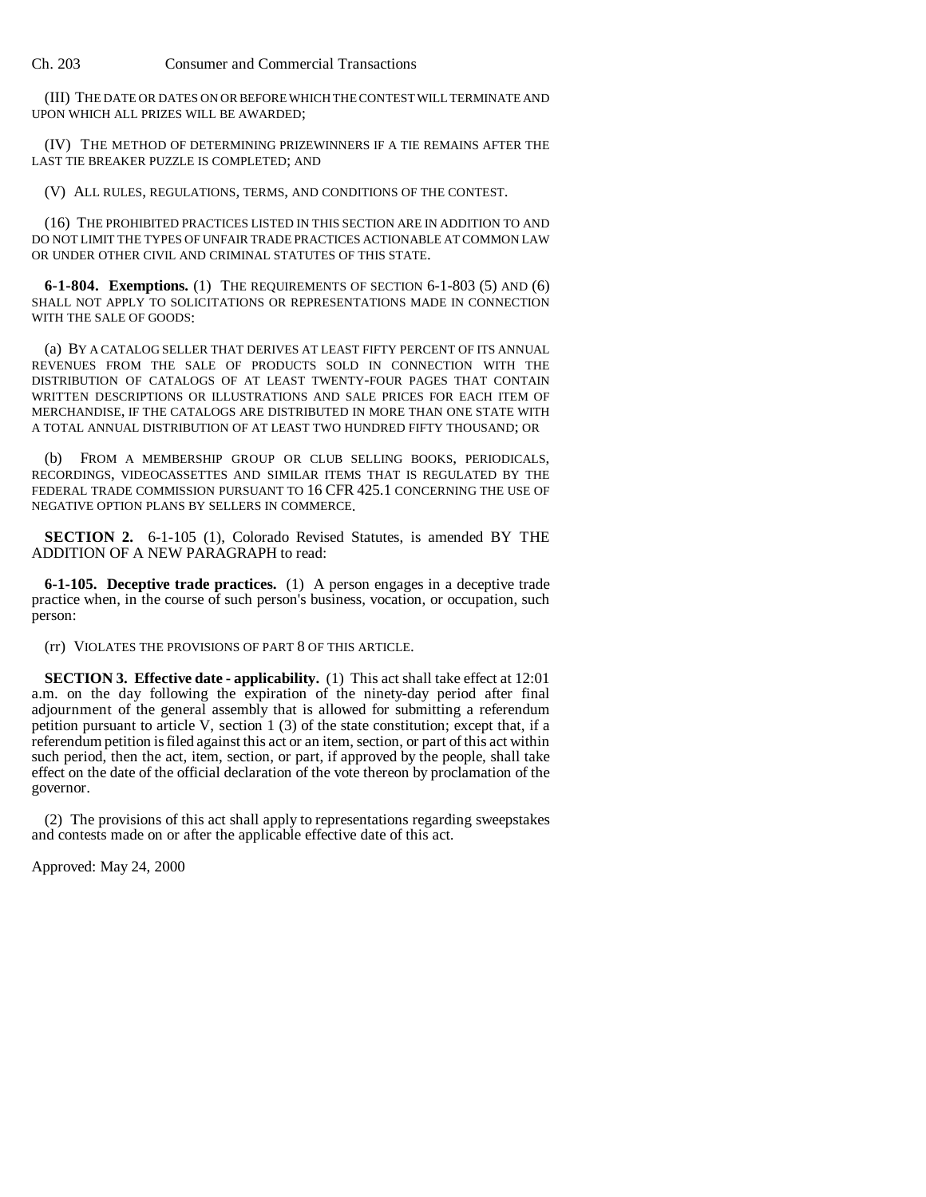(III) THE DATE OR DATES ON OR BEFORE WHICH THE CONTEST WILL TERMINATE AND UPON WHICH ALL PRIZES WILL BE AWARDED;

(IV) THE METHOD OF DETERMINING PRIZEWINNERS IF A TIE REMAINS AFTER THE LAST TIE BREAKER PUZZLE IS COMPLETED; AND

(V) ALL RULES, REGULATIONS, TERMS, AND CONDITIONS OF THE CONTEST.

(16) THE PROHIBITED PRACTICES LISTED IN THIS SECTION ARE IN ADDITION TO AND DO NOT LIMIT THE TYPES OF UNFAIR TRADE PRACTICES ACTIONABLE AT COMMON LAW OR UNDER OTHER CIVIL AND CRIMINAL STATUTES OF THIS STATE.

**6-1-804. Exemptions.** (1) THE REQUIREMENTS OF SECTION 6-1-803 (5) AND (6) SHALL NOT APPLY TO SOLICITATIONS OR REPRESENTATIONS MADE IN CONNECTION WITH THE SALE OF GOODS:

(a) BY A CATALOG SELLER THAT DERIVES AT LEAST FIFTY PERCENT OF ITS ANNUAL REVENUES FROM THE SALE OF PRODUCTS SOLD IN CONNECTION WITH THE DISTRIBUTION OF CATALOGS OF AT LEAST TWENTY-FOUR PAGES THAT CONTAIN WRITTEN DESCRIPTIONS OR ILLUSTRATIONS AND SALE PRICES FOR EACH ITEM OF MERCHANDISE, IF THE CATALOGS ARE DISTRIBUTED IN MORE THAN ONE STATE WITH A TOTAL ANNUAL DISTRIBUTION OF AT LEAST TWO HUNDRED FIFTY THOUSAND; OR

(b) FROM A MEMBERSHIP GROUP OR CLUB SELLING BOOKS, PERIODICALS, RECORDINGS, VIDEOCASSETTES AND SIMILAR ITEMS THAT IS REGULATED BY THE FEDERAL TRADE COMMISSION PURSUANT TO 16 CFR 425.1 CONCERNING THE USE OF NEGATIVE OPTION PLANS BY SELLERS IN COMMERCE.

**SECTION 2.** 6-1-105 (1), Colorado Revised Statutes, is amended BY THE ADDITION OF A NEW PARAGRAPH to read:

**6-1-105. Deceptive trade practices.** (1) A person engages in a deceptive trade practice when, in the course of such person's business, vocation, or occupation, such person:

(rr) VIOLATES THE PROVISIONS OF PART 8 OF THIS ARTICLE.

**SECTION 3. Effective date - applicability.** (1) This act shall take effect at 12:01 a.m. on the day following the expiration of the ninety-day period after final adjournment of the general assembly that is allowed for submitting a referendum petition pursuant to article V, section 1 (3) of the state constitution; except that, if a referendum petition is filed against this act or an item, section, or part of this act within such period, then the act, item, section, or part, if approved by the people, shall take effect on the date of the official declaration of the vote thereon by proclamation of the governor.

(2) The provisions of this act shall apply to representations regarding sweepstakes and contests made on or after the applicable effective date of this act.

Approved: May 24, 2000